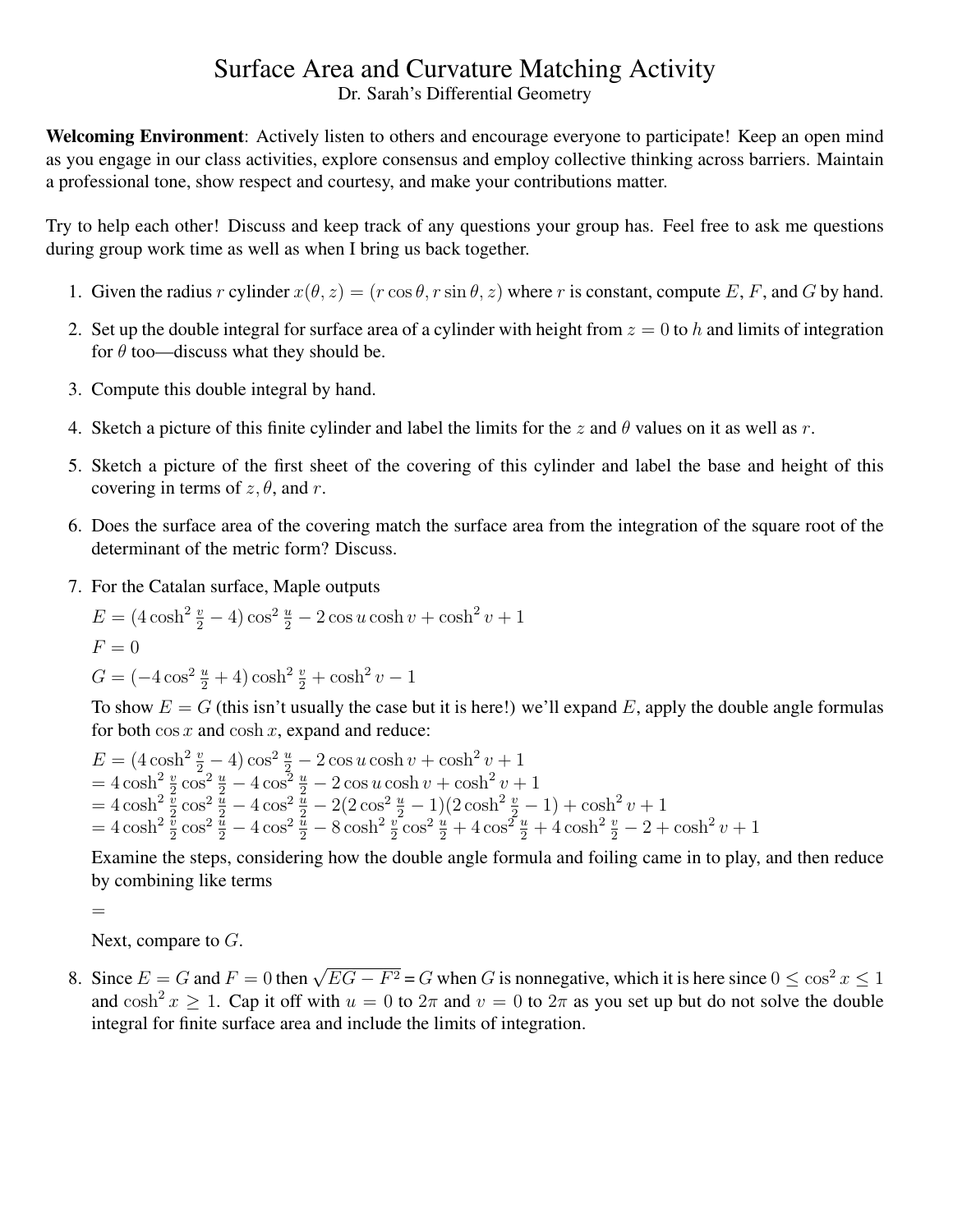# Surface Area and Curvature Matching Activity

Dr. Sarah's Differential Geometry

**Welcoming Environment**: Actively listen to others and encourage everyone to participate! Keep an open mind as you engage in our class activities, explore consensus and employ collective thinking across barriers. Maintain a professional tone, show respect and courtesy, and make your contributions matter.

Try to help each other! Discuss and keep track of any questions your group has. Feel free to ask me questions during group work time as well as when I bring us back together.

1. Given the radius $r$ cylinder $x(\theta, z) = (r\cos\theta, r\sin\theta, z)$ where $r$ is constant, compute $E$, $F$, and $G$ by hand.
2. Set up the double integral for surface area of a cylinder with height from $z = 0$ to $h$ and limits of integration for $\theta$ too—discuss what they should be.
3. Compute this double integral by hand.
4. Sketch a picture of this finite cylinder and label the limits for the $z$ and $\theta$ values on it as well as $r$.
5. Sketch a picture of the first sheet of the covering of this cylinder and label the base and height of this covering in terms of $z, \theta$, and $r$.
6. Does the surface area of the covering match the surface area from the integration of the square root of the determinant of the metric form? Discuss.
7. For the Catalan surface, Maple outputs

   $E = (4\cosh^2\frac{v}{2} - 4)\cos^2\frac{u}{2} - 2\cos u\cosh v + \cosh^2 v + 1$

   $F = 0$

   $G = (-4\cos^2\frac{u}{2} + 4)\cosh^2\frac{v}{2} + \cosh^2 v - 1$

   To show $E = G$ (this isn't usually the case but it is here!) we'll expand $E$, apply the double angle formulas for both $\cos x$ and $\cosh x$, expand and reduce:

   $E = (4\cosh^2\frac{v}{2} - 4)\cos^2\frac{u}{2} - 2\cos u\cosh v + \cosh^2 v + 1$
   $= 4\cosh^2\frac{v}{2}\cos^2\frac{u}{2} - 4\cos^2\frac{u}{2} - 2\cos u\cosh v + \cosh^2 v + 1$
   $= 4\cosh^2\frac{v}{2}\cos^2\frac{u}{2} - 4\cos^2\frac{u}{2} - 2(2\cos^2\frac{u}{2} - 1)(2\cosh^2\frac{v}{2} - 1) + \cosh^2 v + 1$
   $= 4\cosh^2\frac{v}{2}\cos^2\frac{u}{2} - 4\cos^2\frac{u}{2} - 8\cosh^2\frac{v}{2}\cos^2\frac{u}{2} + 4\cos^2\frac{u}{2} + 4\cosh^2\frac{v}{2} - 2 + \cosh^2 v + 1$

   Examine the steps, considering how the double angle formula and foiling came in to play, and then reduce by combining like terms

   $=$

   Next, compare to $G$.

8. Since $E = G$ and $F = 0$ then $\sqrt{EG - F^2} = G$ when $G$ is nonnegative, which it is here since $0 \leq \cos^2 x \leq 1$ and $\cosh^2 x \geq 1$. Cap it off with $u = 0$ to $2\pi$ and $v = 0$ to $2\pi$ as you set up but do not solve the double integral for finite surface area and include the limits of integration.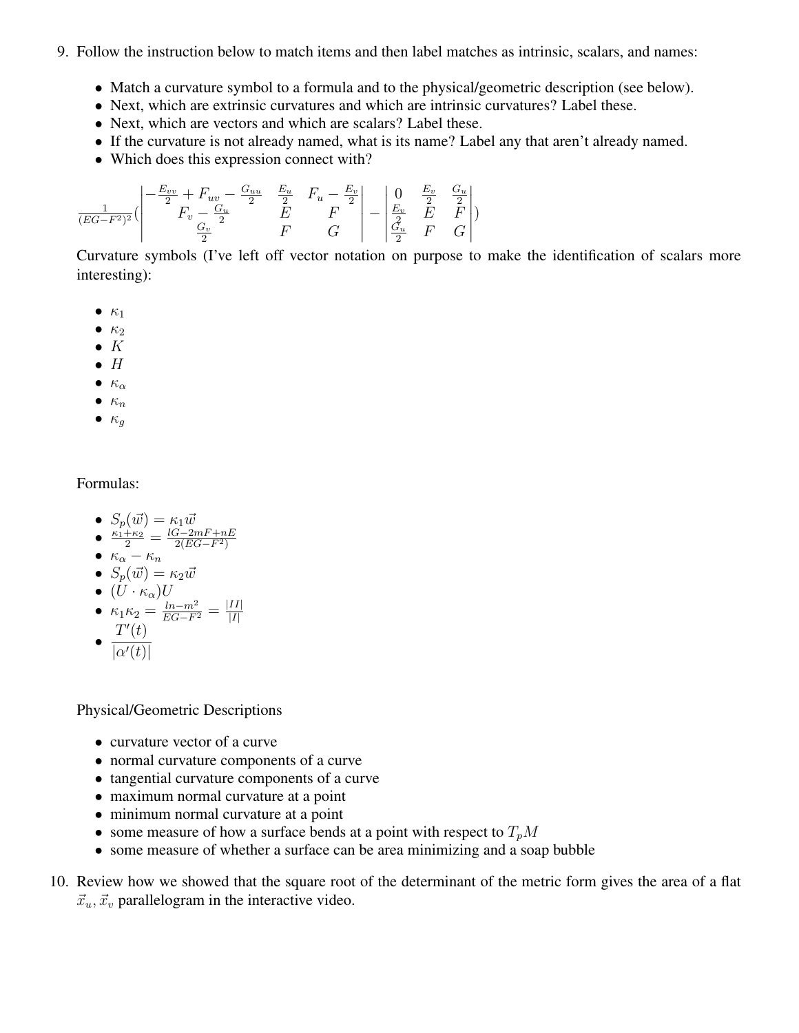9. Follow the instruction below to match items and then label matches as intrinsic, scalars, and names:

   - Match a curvature symbol to a formula and to the physical/geometric description (see below).
   - Next, which are extrinsic curvatures and which are intrinsic curvatures? Label these.
   - Next, which are vectors and which are scalars? Label these.
   - If the curvature is not already named, what is its name? Label any that aren't already named.
   - Which does this expression connect with?

   $$\frac{1}{(EG-F^2)^2}\left(\begin{vmatrix} -\frac{E_{vv}}{2}+F_{uv}-\frac{G_{uu}}{2} & \frac{E_u}{2} & F_u-\frac{E_v}{2} \\ F_v-\frac{G_u}{2} & E & F \\ \frac{G_v}{2} & F & G \end{vmatrix} - \begin{vmatrix} 0 & \frac{E_v}{2} & \frac{G_u}{2} \\ \frac{E_v}{2} & E & F \\ \frac{G_u}{2} & F & G \end{vmatrix}\right)$$

   Curvature symbols (I've left off vector notation on purpose to make the identification of scalars more interesting):

   - $\kappa_1$
   - $\kappa_2$
   - $K$
   - $H$
   - $\kappa_\alpha$
   - $\kappa_n$
   - $\kappa_g$

   Formulas:

   - $S_p(\vec{w}) = \kappa_1\vec{w}$
   - $\frac{\kappa_1+\kappa_2}{2} = \frac{lG-2mF+nE}{2(EG-F^2)}$
   - $\kappa_\alpha - \kappa_n$
   - $S_p(\vec{w}) = \kappa_2\vec{w}$
   - $(U\cdot\kappa_\alpha)U$
   - $\kappa_1\kappa_2 = \frac{ln-m^2}{EG-F^2} = \frac{|II|}{|I|}$
   - $\dfrac{T'(t)}{|\alpha'(t)|}$

   Physical/Geometric Descriptions

   - curvature vector of a curve
   - normal curvature components of a curve
   - tangential curvature components of a curve
   - maximum normal curvature at a point
   - minimum normal curvature at a point
   - some measure of how a surface bends at a point with respect to $T_pM$
   - some measure of whether a surface can be area minimizing and a soap bubble

10. Review how we showed that the square root of the determinant of the metric form gives the area of a flat $\vec{x}_u, \vec{x}_v$ parallelogram in the interactive video.